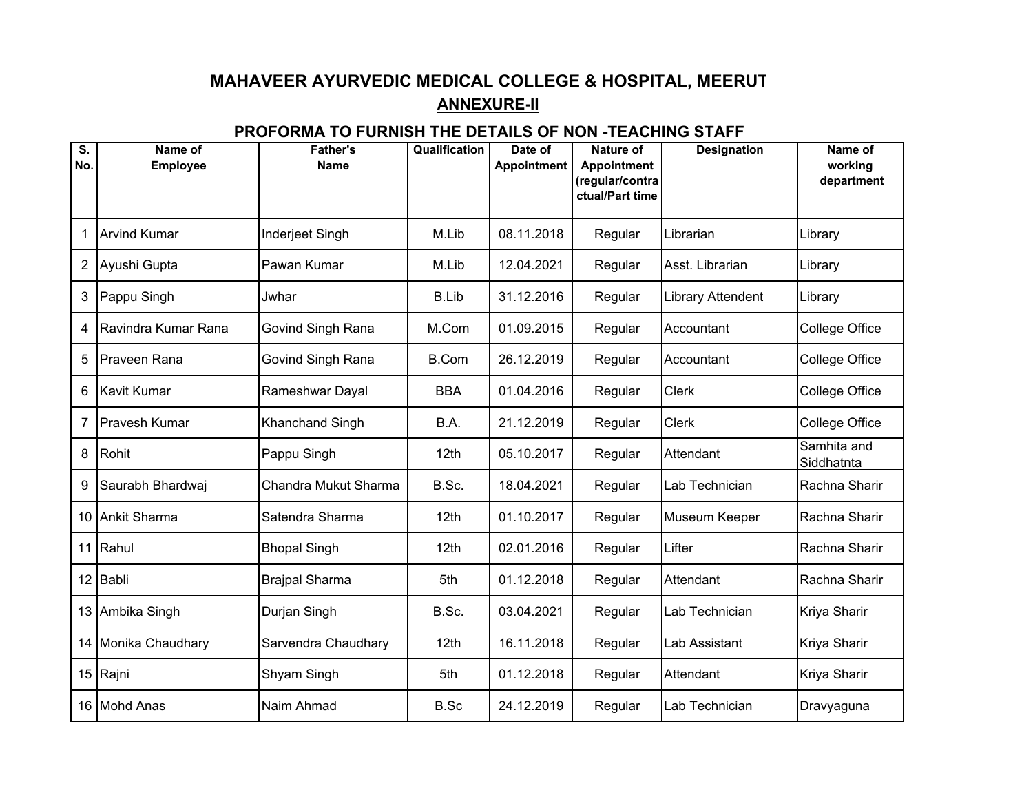# MAHAVEER AYURVEDIC MEDICAL COLLEGE & HOSPITAL, MEERUT

## ANNEXURE-II

### PROFORMA TO FURNISH THE DETAILS OF NON -TEACHING STAFF

| S. No. | Name of Employee | Father's Name | Qualification | Date of Appointment | Nature of Appointment (regular/contractual/Part time | Designation | Name of working department |
|---|---|---|---|---|---|---|---|
| 1 | Arvind Kumar | Inderjeet Singh | M.Lib | 08.11.2018 | Regular | Librarian | Library |
| 2 | Ayushi Gupta | Pawan Kumar | M.Lib | 12.04.2021 | Regular | Asst. Librarian | Library |
| 3 | Pappu Singh | Jwhar | B.Lib | 31.12.2016 | Regular | Library Attendent | Library |
| 4 | Ravindra Kumar Rana | Govind Singh Rana | M.Com | 01.09.2015 | Regular | Accountant | College Office |
| 5 | Praveen Rana | Govind Singh Rana | B.Com | 26.12.2019 | Regular | Accountant | College Office |
| 6 | Kavit Kumar | Rameshwar Dayal | BBA | 01.04.2016 | Regular | Clerk | College Office |
| 7 | Pravesh Kumar | Khanchand Singh | B.A. | 21.12.2019 | Regular | Clerk | College Office |
| 8 | Rohit | Pappu Singh | 12th | 05.10.2017 | Regular | Attendant | Samhita and Siddhatnta |
| 9 | Saurabh Bhardwaj | Chandra Mukut Sharma | B.Sc. | 18.04.2021 | Regular | Lab Technician | Rachna Sharir |
| 10 | Ankit Sharma | Satendra Sharma | 12th | 01.10.2017 | Regular | Museum Keeper | Rachna Sharir |
| 11 | Rahul | Bhopal Singh | 12th | 02.01.2016 | Regular | Lifter | Rachna Sharir |
| 12 | Babli | Brajpal Sharma | 5th | 01.12.2018 | Regular | Attendant | Rachna Sharir |
| 13 | Ambika Singh | Durjan Singh | B.Sc. | 03.04.2021 | Regular | Lab Technician | Kriya Sharir |
| 14 | Monika Chaudhary | Sarvendra Chaudhary | 12th | 16.11.2018 | Regular | Lab Assistant | Kriya Sharir |
| 15 | Rajni | Shyam Singh | 5th | 01.12.2018 | Regular | Attendant | Kriya Sharir |
| 16 | Mohd Anas | Naim Ahmad | B.Sc | 24.12.2019 | Regular | Lab Technician | Dravyaguna |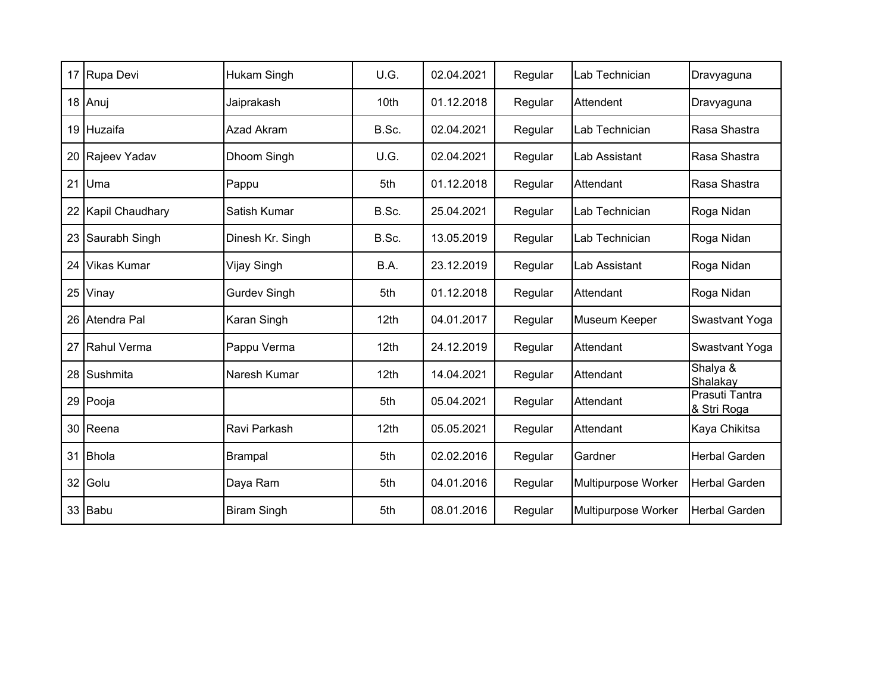| | | | | | | | |
|---|---|---|---|---|---|---|---|
| 17 | Rupa Devi | Hukam Singh | U.G. | 02.04.2021 | Regular | Lab Technician | Dravyaguna |
| 18 | Anuj | Jaiprakash | 10th | 01.12.2018 | Regular | Attendent | Dravyaguna |
| 19 | Huzaifa | Azad Akram | B.Sc. | 02.04.2021 | Regular | Lab Technician | Rasa Shastra |
| 20 | Rajeev Yadav | Dhoom Singh | U.G. | 02.04.2021 | Regular | Lab Assistant | Rasa Shastra |
| 21 | Uma | Pappu | 5th | 01.12.2018 | Regular | Attendant | Rasa Shastra |
| 22 | Kapil Chaudhary | Satish Kumar | B.Sc. | 25.04.2021 | Regular | Lab Technician | Roga Nidan |
| 23 | Saurabh Singh | Dinesh Kr. Singh | B.Sc. | 13.05.2019 | Regular | Lab Technician | Roga Nidan |
| 24 | Vikas Kumar | Vijay Singh | B.A. | 23.12.2019 | Regular | Lab Assistant | Roga Nidan |
| 25 | Vinay | Gurdev Singh | 5th | 01.12.2018 | Regular | Attendant | Roga Nidan |
| 26 | Atendra Pal | Karan Singh | 12th | 04.01.2017 | Regular | Museum Keeper | Swastvant Yoga |
| 27 | Rahul Verma | Pappu Verma | 12th | 24.12.2019 | Regular | Attendant | Swastvant Yoga |
| 28 | Sushmita | Naresh Kumar | 12th | 14.04.2021 | Regular | Attendant | Shalya & Shalakay |
| 29 | Pooja | | 5th | 05.04.2021 | Regular | Attendant | Prasuti Tantra & Stri Roga |
| 30 | Reena | Ravi Parkash | 12th | 05.05.2021 | Regular | Attendant | Kaya Chikitsa |
| 31 | Bhola | Brampal | 5th | 02.02.2016 | Regular | Gardner | Herbal Garden |
| 32 | Golu | Daya Ram | 5th | 04.01.2016 | Regular | Multipurpose Worker | Herbal Garden |
| 33 | Babu | Biram Singh | 5th | 08.01.2016 | Regular | Multipurpose Worker | Herbal Garden |